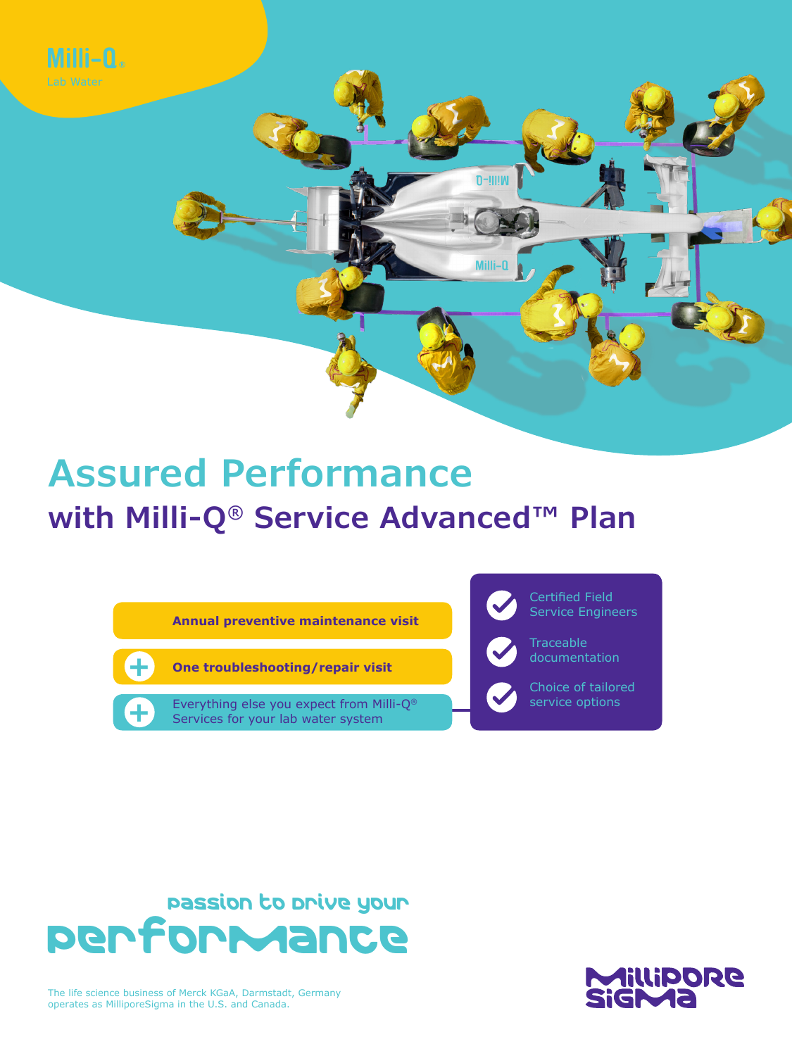Milli-Q®

Lab Water

# Assured Performance

## with Milli-Q® Service Advanced™ Plan

**Annual preventive maintenance visit**

+ **One troubleshooting/repair visit**

+ Everything else you expect from Milli-Q® Services for your lab water system

- Certified Field Service Engineers
- Traceable documentation
- Choice of tailored service options

passion to drive your

performance

The life science business of Merck KGaA, Darmstadt, Germany operates as MilliporeSigma in the U.S. and Canada.

MilliporeSigma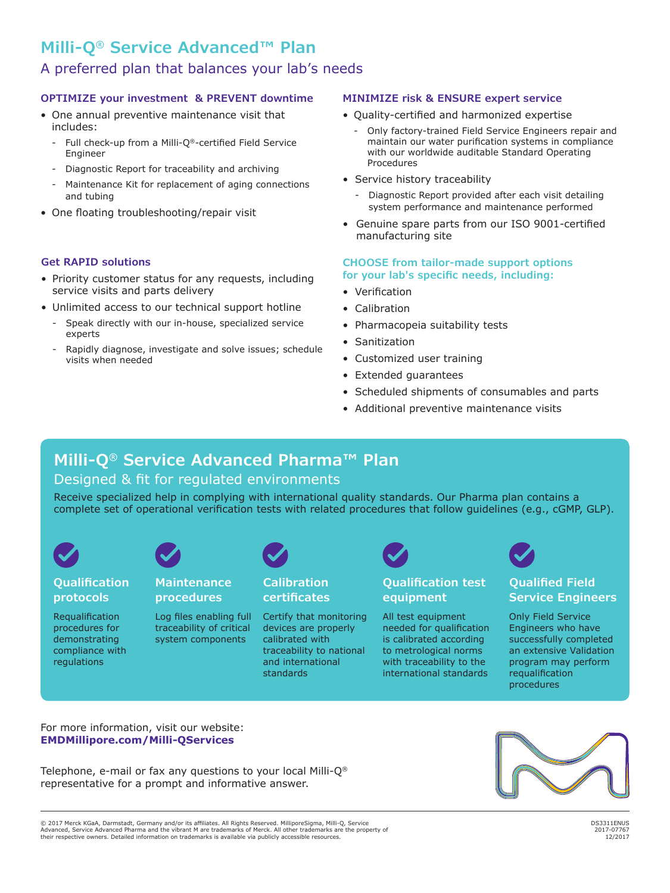# Milli-Q® Service Advanced™ Plan

## A preferred plan that balances your lab's needs

### OPTIMIZE your investment & PREVENT downtime

- One annual preventive maintenance visit that includes:
  - Full check-up from a Milli-Q®-certified Field Service Engineer
  - Diagnostic Report for traceability and archiving
  - Maintenance Kit for replacement of aging connections and tubing
- One floating troubleshooting/repair visit

### Get RAPID solutions

- Priority customer status for any requests, including service visits and parts delivery
- Unlimited access to our technical support hotline
  - Speak directly with our in-house, specialized service experts
  - Rapidly diagnose, investigate and solve issues; schedule visits when needed

### MINIMIZE risk & ENSURE expert service

- Quality-certified and harmonized expertise
  - Only factory-trained Field Service Engineers repair and maintain our water purification systems in compliance with our worldwide auditable Standard Operating Procedures
- Service history traceability
  - Diagnostic Report provided after each visit detailing system performance and maintenance performed
- Genuine spare parts from our ISO 9001-certified manufacturing site

### CHOOSE from tailor-made support options for your lab's specific needs, including:

- Verification
- Calibration
- Pharmacopeia suitability tests
- Sanitization
- Customized user training
- Extended guarantees
- Scheduled shipments of consumables and parts
- Additional preventive maintenance visits

# Milli-Q® Service Advanced Pharma™ Plan

## Designed & fit for regulated environments

Receive specialized help in complying with international quality standards. Our Pharma plan contains a complete set of operational verification tests with related procedures that follow guidelines (e.g., cGMP, GLP).

### Qualification protocols

Requalification procedures for demonstrating compliance with regulations

### Maintenance procedures

Log files enabling full traceability of critical system components

### Calibration certificates

Certify that monitoring devices are properly calibrated with traceability to national and international standards

### Qualification test equipment

All test equipment needed for qualification is calibrated according to metrological norms with traceability to the international standards

### Qualified Field Service Engineers

Only Field Service Engineers who have successfully completed an extensive Validation program may perform requalification procedures

For more information, visit our website:
**EMDMillipore.com/Milli-QServices**

Telephone, e-mail or fax any questions to your local Milli-Q® representative for a prompt and informative answer.

© 2017 Merck KGaA, Darmstadt, Germany and/or its affiliates. All Rights Reserved. MilliporeSigma, Milli-Q, Service Advanced, Service Advanced Pharma and the vibrant M are trademarks of Merck. All other trademarks are the property of their respective owners. Detailed information on trademarks is available via publicly accessible resources.

DS3311ENUS
2017-07767
12/2017